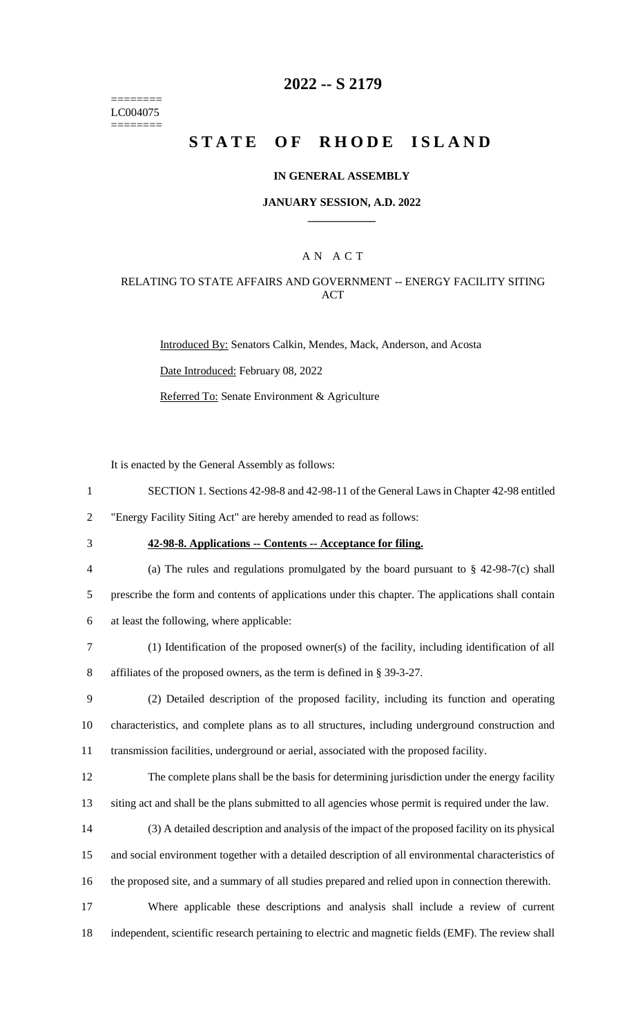========
LC004075
========

# 2022 -- S 2179

# STATE OF RHODE ISLAND

**IN GENERAL ASSEMBLY**

**JANUARY SESSION, A.D. 2022**

____________

A N A C T

RELATING TO STATE AFFAIRS AND GOVERNMENT -- ENERGY FACILITY SITING ACT

Introduced By: Senators Calkin, Mendes, Mack, Anderson, and Acosta

Date Introduced: February 08, 2022

Referred To: Senate Environment & Agriculture

It is enacted by the General Assembly as follows:

1 SECTION 1. Sections 42-98-8 and 42-98-11 of the General Laws in Chapter 42-98 entitled
2 "Energy Facility Siting Act" are hereby amended to read as follows:

3 **42-98-8. Applications -- Contents -- Acceptance for filing.**

4 (a) The rules and regulations promulgated by the board pursuant to § 42-98-7(c) shall
5 prescribe the form and contents of applications under this chapter. The applications shall contain
6 at least the following, where applicable:

7 (1) Identification of the proposed owner(s) of the facility, including identification of all
8 affiliates of the proposed owners, as the term is defined in § 39-3-27.

9 (2) Detailed description of the proposed facility, including its function and operating
10 characteristics, and complete plans as to all structures, including underground construction and
11 transmission facilities, underground or aerial, associated with the proposed facility.

12 The complete plans shall be the basis for determining jurisdiction under the energy facility
13 siting act and shall be the plans submitted to all agencies whose permit is required under the law.

14 (3) A detailed description and analysis of the impact of the proposed facility on its physical
15 and social environment together with a detailed description of all environmental characteristics of
16 the proposed site, and a summary of all studies prepared and relied upon in connection therewith.

17 Where applicable these descriptions and analysis shall include a review of current
18 independent, scientific research pertaining to electric and magnetic fields (EMF). The review shall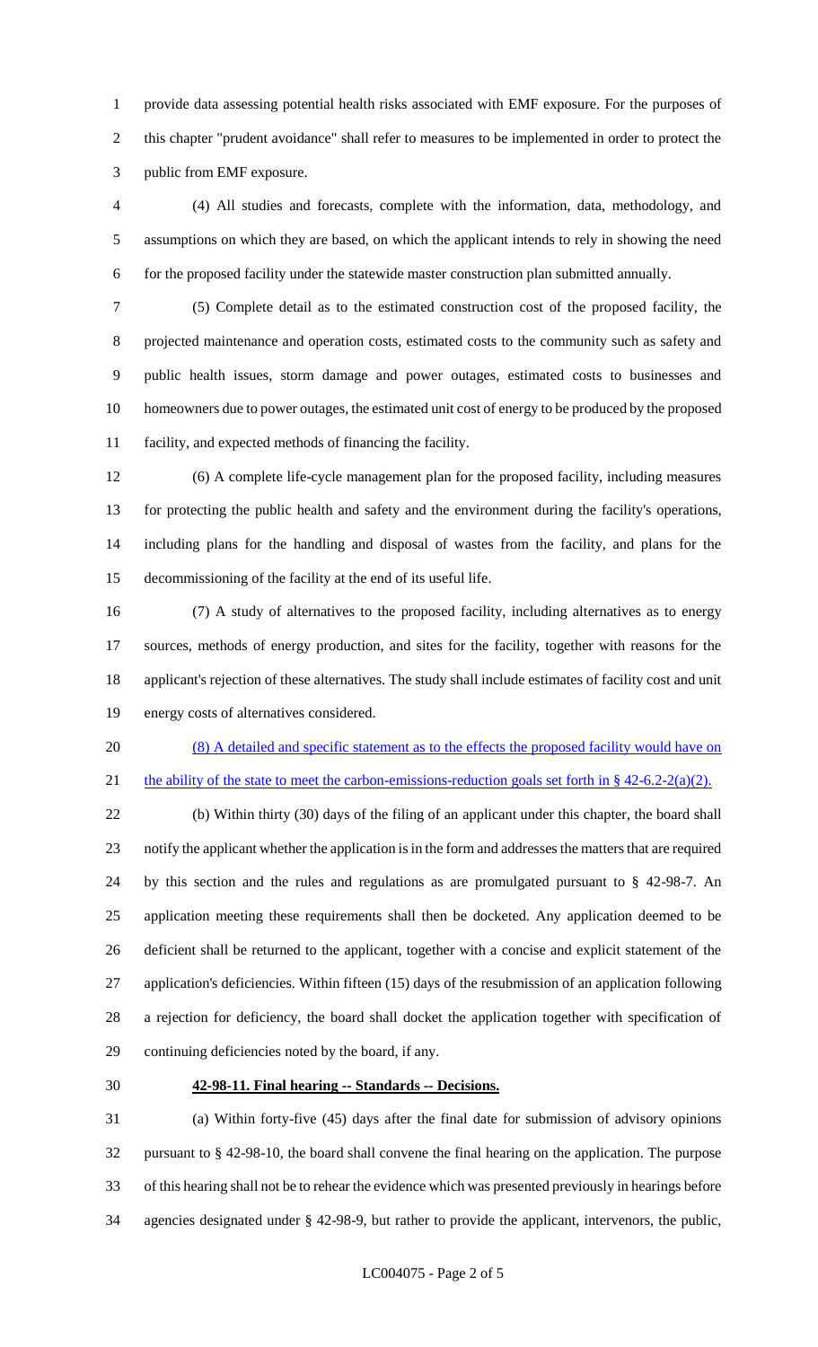provide data assessing potential health risks associated with EMF exposure. For the purposes of this chapter "prudent avoidance" shall refer to measures to be implemented in order to protect the public from EMF exposure.

(4) All studies and forecasts, complete with the information, data, methodology, and assumptions on which they are based, on which the applicant intends to rely in showing the need for the proposed facility under the statewide master construction plan submitted annually.

(5) Complete detail as to the estimated construction cost of the proposed facility, the projected maintenance and operation costs, estimated costs to the community such as safety and public health issues, storm damage and power outages, estimated costs to businesses and homeowners due to power outages, the estimated unit cost of energy to be produced by the proposed facility, and expected methods of financing the facility.

(6) A complete life-cycle management plan for the proposed facility, including measures for protecting the public health and safety and the environment during the facility's operations, including plans for the handling and disposal of wastes from the facility, and plans for the decommissioning of the facility at the end of its useful life.

(7) A study of alternatives to the proposed facility, including alternatives as to energy sources, methods of energy production, and sites for the facility, together with reasons for the applicant's rejection of these alternatives. The study shall include estimates of facility cost and unit energy costs of alternatives considered.

<u>(8) A detailed and specific statement as to the effects the proposed facility would have on the ability of the state to meet the carbon-emissions-reduction goals set forth in § 42-6.2-2(a)(2).</u>

(b) Within thirty (30) days of the filing of an applicant under this chapter, the board shall notify the applicant whether the application is in the form and addresses the matters that are required by this section and the rules and regulations as are promulgated pursuant to § 42-98-7. An application meeting these requirements shall then be docketed. Any application deemed to be deficient shall be returned to the applicant, together with a concise and explicit statement of the application's deficiencies. Within fifteen (15) days of the resubmission of an application following a rejection for deficiency, the board shall docket the application together with specification of continuing deficiencies noted by the board, if any.

**42-98-11. Final hearing -- Standards -- Decisions.**

(a) Within forty-five (45) days after the final date for submission of advisory opinions pursuant to § 42-98-10, the board shall convene the final hearing on the application. The purpose of this hearing shall not be to rehear the evidence which was presented previously in hearings before agencies designated under § 42-98-9, but rather to provide the applicant, intervenors, the public,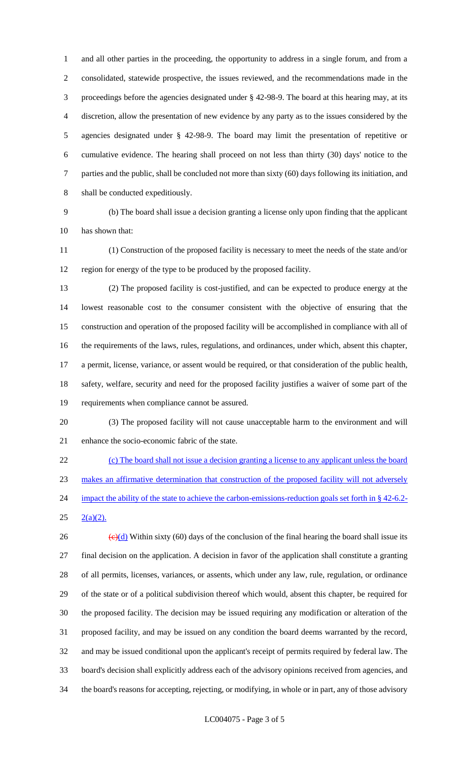and all other parties in the proceeding, the opportunity to address in a single forum, and from a consolidated, statewide prospective, the issues reviewed, and the recommendations made in the proceedings before the agencies designated under § 42-98-9. The board at this hearing may, at its discretion, allow the presentation of new evidence by any party as to the issues considered by the agencies designated under § 42-98-9. The board may limit the presentation of repetitive or cumulative evidence. The hearing shall proceed on not less than thirty (30) days' notice to the parties and the public, shall be concluded not more than sixty (60) days following its initiation, and shall be conducted expeditiously.

(b) The board shall issue a decision granting a license only upon finding that the applicant has shown that:

(1) Construction of the proposed facility is necessary to meet the needs of the state and/or region for energy of the type to be produced by the proposed facility.

(2) The proposed facility is cost-justified, and can be expected to produce energy at the lowest reasonable cost to the consumer consistent with the objective of ensuring that the construction and operation of the proposed facility will be accomplished in compliance with all of the requirements of the laws, rules, regulations, and ordinances, under which, absent this chapter, a permit, license, variance, or assent would be required, or that consideration of the public health, safety, welfare, security and need for the proposed facility justifies a waiver of some part of the requirements when compliance cannot be assured.

(3) The proposed facility will not cause unacceptable harm to the environment and will enhance the socio-economic fabric of the state.

<u>(c) The board shall not issue a decision granting a license to any applicant unless the board makes an affirmative determination that construction of the proposed facility will not adversely impact the ability of the state to achieve the carbon-emissions-reduction goals set forth in § 42-6.2-2(a)(2).</u>

~~(c)~~<u>(d)</u> Within sixty (60) days of the conclusion of the final hearing the board shall issue its final decision on the application. A decision in favor of the application shall constitute a granting of all permits, licenses, variances, or assents, which under any law, rule, regulation, or ordinance of the state or of a political subdivision thereof which would, absent this chapter, be required for the proposed facility. The decision may be issued requiring any modification or alteration of the proposed facility, and may be issued on any condition the board deems warranted by the record, and may be issued conditional upon the applicant's receipt of permits required by federal law. The board's decision shall explicitly address each of the advisory opinions received from agencies, and the board's reasons for accepting, rejecting, or modifying, in whole or in part, any of those advisory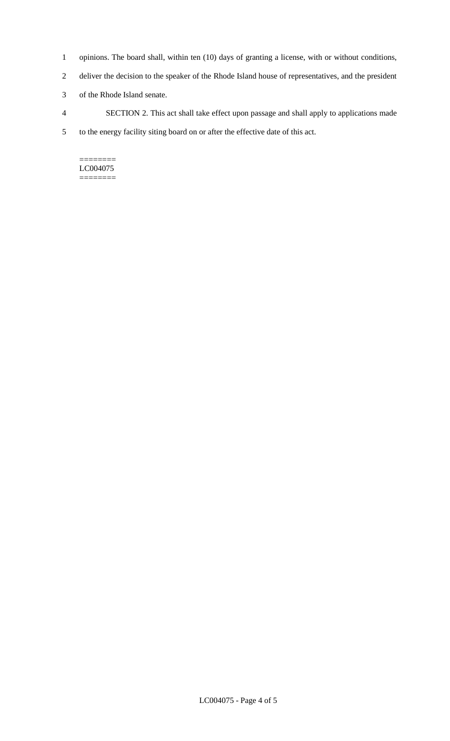opinions. The board shall, within ten (10) days of granting a license, with or without conditions, deliver the decision to the speaker of the Rhode Island house of representatives, and the president of the Rhode Island senate.

SECTION 2. This act shall take effect upon passage and shall apply to applications made to the energy facility siting board on or after the effective date of this act.

========
LC004075
========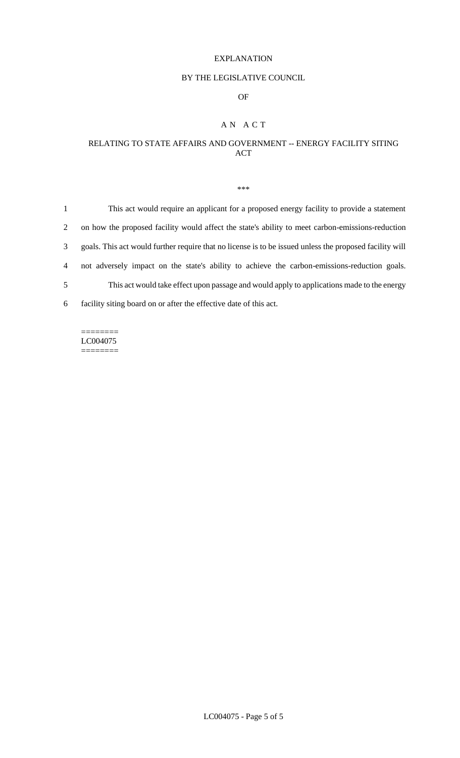EXPLANATION

BY THE LEGISLATIVE COUNCIL

OF

A N A C T

RELATING TO STATE AFFAIRS AND GOVERNMENT -- ENERGY FACILITY SITING ACT

***

This act would require an applicant for a proposed energy facility to provide a statement on how the proposed facility would affect the state's ability to meet carbon-emissions-reduction goals. This act would further require that no license is to be issued unless the proposed facility will not adversely impact on the state's ability to achieve the carbon-emissions-reduction goals.

This act would take effect upon passage and would apply to applications made to the energy facility siting board on or after the effective date of this act.

========
LC004075
========